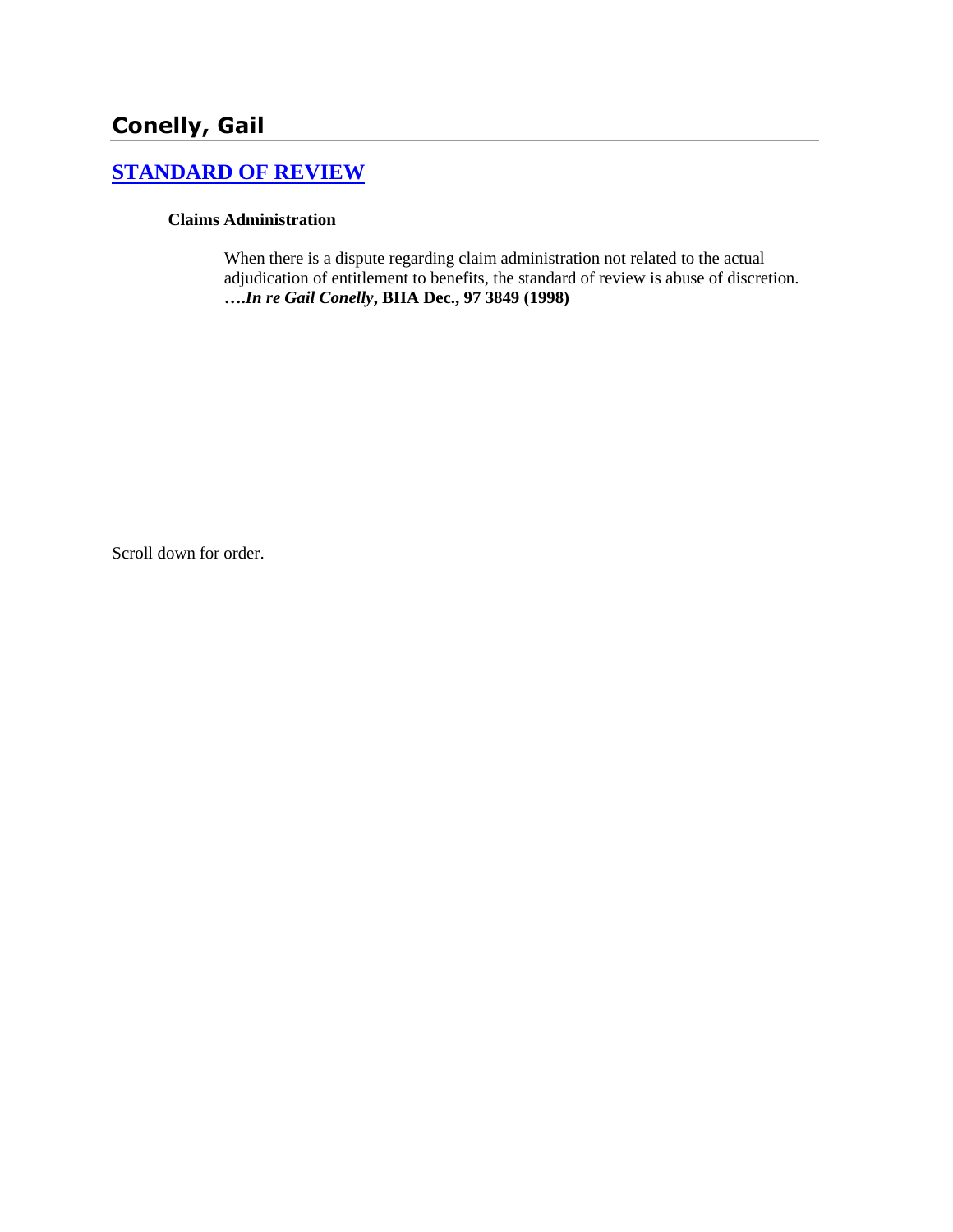# Conelly, Gail

## STANDARD OF REVIEW

**Claims Administration**

When there is a dispute regarding claim administration not related to the actual adjudication of entitlement to benefits, the standard of review is abuse of discretion. ***….In re Gail Conelly*, BIIA Dec., 97 3849 (1998)**

Scroll down for order.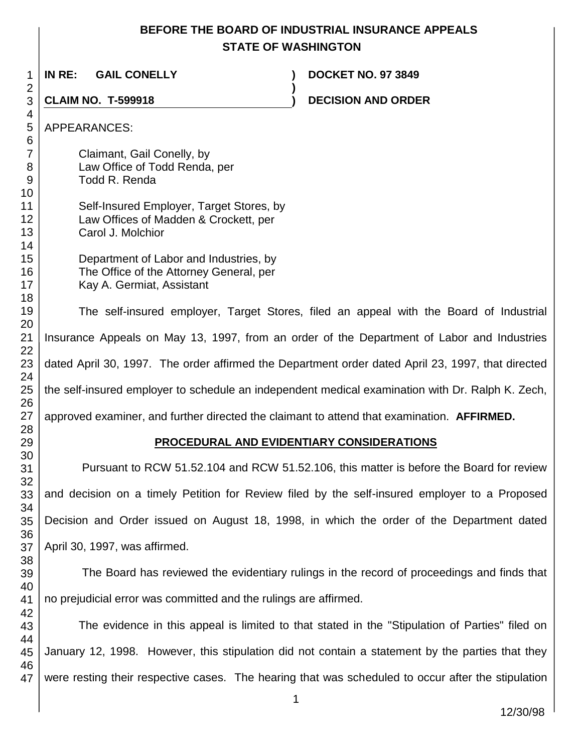**BEFORE THE BOARD OF INDUSTRIAL INSURANCE APPEALS**
**STATE OF WASHINGTON**

**IN RE: GAIL CONELLY** ) **DOCKET NO. 97 3849**
)
**CLAIM NO. T-599918** ) **DECISION AND ORDER**

APPEARANCES:

Claimant, Gail Conelly, by
Law Office of Todd Renda, per
Todd R. Renda

Self-Insured Employer, Target Stores, by
Law Offices of Madden & Crockett, per
Carol J. Molchior

Department of Labor and Industries, by
The Office of the Attorney General, per
Kay A. Germiat, Assistant

The self-insured employer, Target Stores, filed an appeal with the Board of Industrial Insurance Appeals on May 13, 1997, from an order of the Department of Labor and Industries dated April 30, 1997. The order affirmed the Department order dated April 23, 1997, that directed the self-insured employer to schedule an independent medical examination with Dr. Ralph K. Zech, approved examiner, and further directed the claimant to attend that examination. **AFFIRMED.**

**PROCEDURAL AND EVIDENTIARY CONSIDERATIONS**

Pursuant to RCW 51.52.104 and RCW 51.52.106, this matter is before the Board for review and decision on a timely Petition for Review filed by the self-insured employer to a Proposed Decision and Order issued on August 18, 1998, in which the order of the Department dated April 30, 1997, was affirmed.

The Board has reviewed the evidentiary rulings in the record of proceedings and finds that no prejudicial error was committed and the rulings are affirmed.

The evidence in this appeal is limited to that stated in the "Stipulation of Parties" filed on January 12, 1998. However, this stipulation did not contain a statement by the parties that they were resting their respective cases. The hearing that was scheduled to occur after the stipulation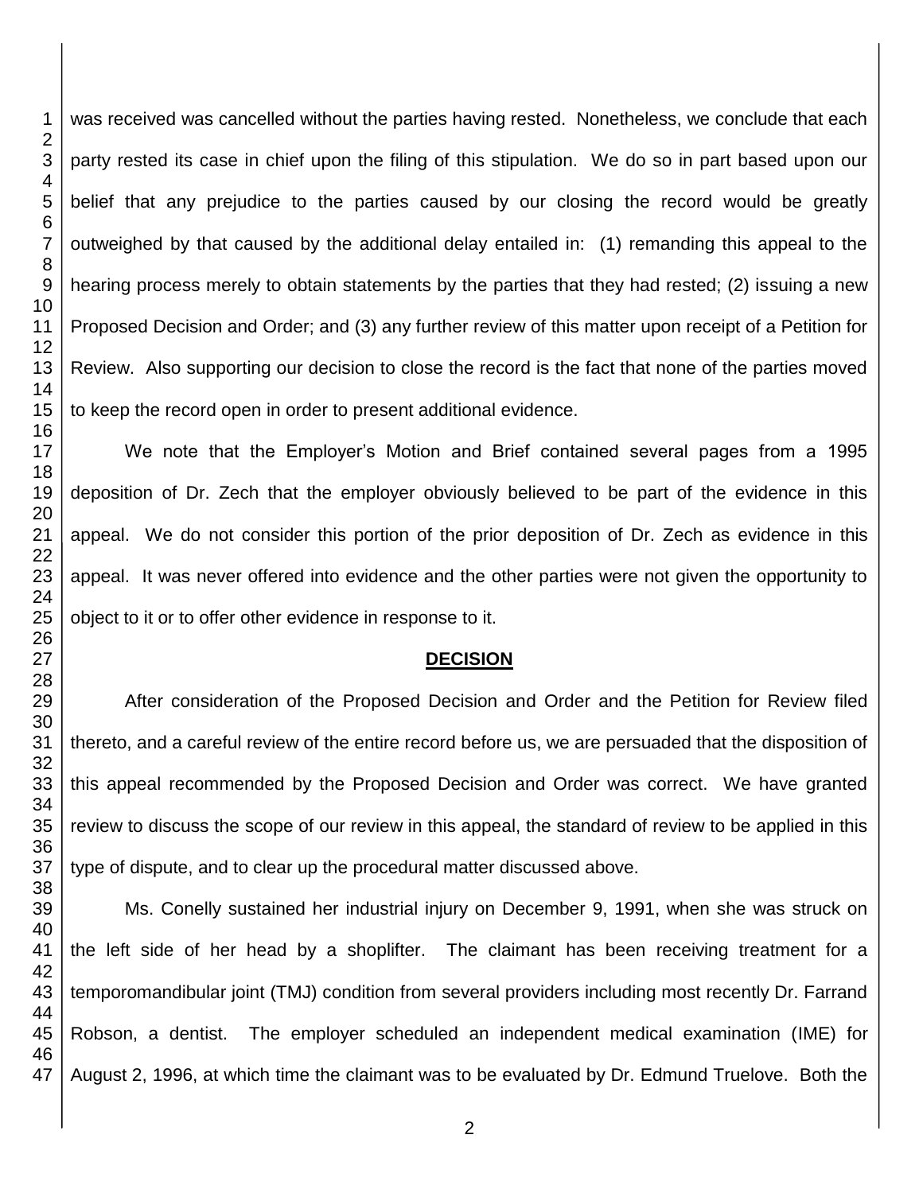was received was cancelled without the parties having rested. Nonetheless, we conclude that each party rested its case in chief upon the filing of this stipulation. We do so in part based upon our belief that any prejudice to the parties caused by our closing the record would be greatly outweighed by that caused by the additional delay entailed in: (1) remanding this appeal to the hearing process merely to obtain statements by the parties that they had rested; (2) issuing a new Proposed Decision and Order; and (3) any further review of this matter upon receipt of a Petition for Review. Also supporting our decision to close the record is the fact that none of the parties moved to keep the record open in order to present additional evidence.

We note that the Employer's Motion and Brief contained several pages from a 1995 deposition of Dr. Zech that the employer obviously believed to be part of the evidence in this appeal. We do not consider this portion of the prior deposition of Dr. Zech as evidence in this appeal. It was never offered into evidence and the other parties were not given the opportunity to object to it or to offer other evidence in response to it.

## DECISION

After consideration of the Proposed Decision and Order and the Petition for Review filed thereto, and a careful review of the entire record before us, we are persuaded that the disposition of this appeal recommended by the Proposed Decision and Order was correct. We have granted review to discuss the scope of our review in this appeal, the standard of review to be applied in this type of dispute, and to clear up the procedural matter discussed above.

Ms. Conelly sustained her industrial injury on December 9, 1991, when she was struck on the left side of her head by a shoplifter. The claimant has been receiving treatment for a temporomandibular joint (TMJ) condition from several providers including most recently Dr. Farrand Robson, a dentist. The employer scheduled an independent medical examination (IME) for August 2, 1996, at which time the claimant was to be evaluated by Dr. Edmund Truelove. Both the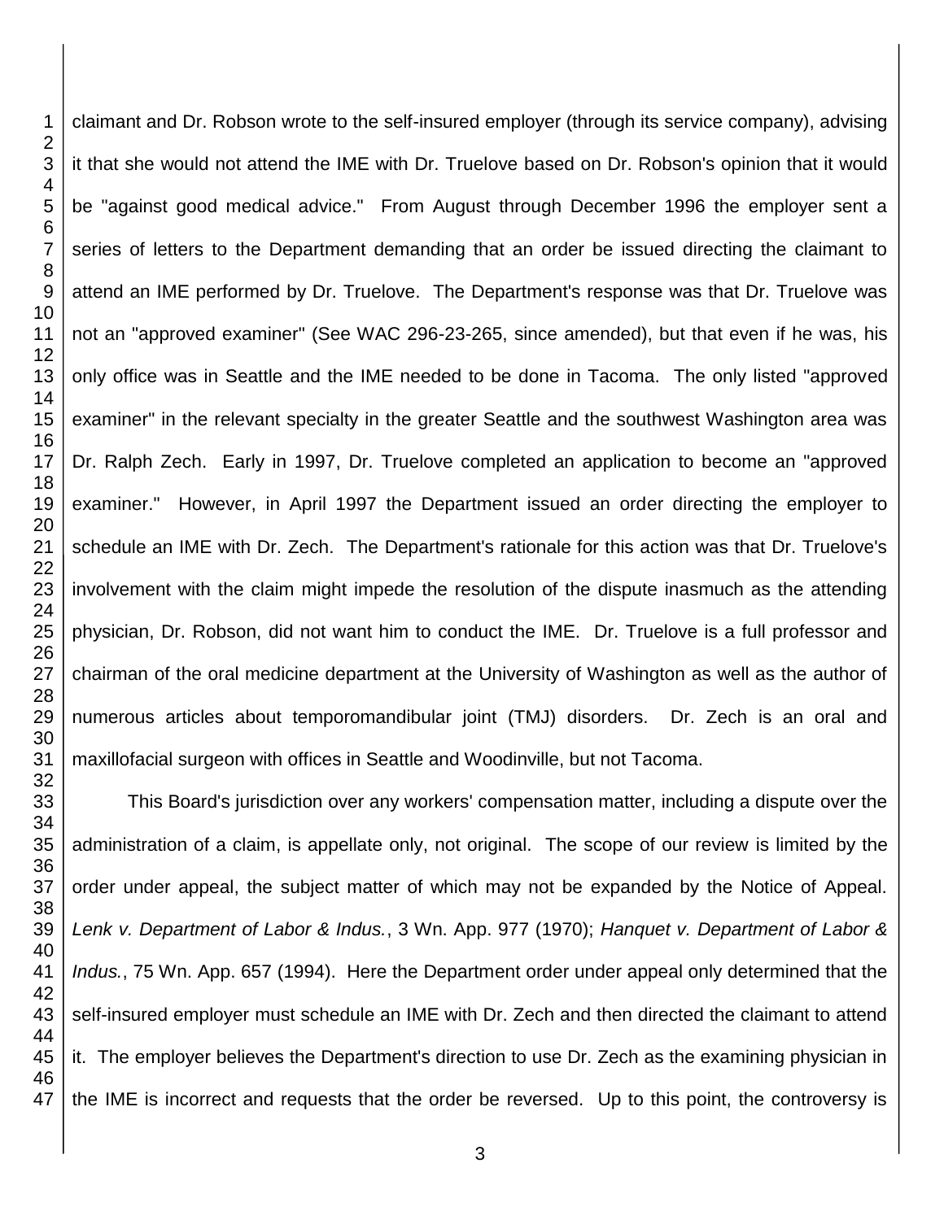claimant and Dr. Robson wrote to the self-insured employer (through its service company), advising it that she would not attend the IME with Dr. Truelove based on Dr. Robson's opinion that it would be "against good medical advice." From August through December 1996 the employer sent a series of letters to the Department demanding that an order be issued directing the claimant to attend an IME performed by Dr. Truelove. The Department's response was that Dr. Truelove was not an "approved examiner" (See WAC 296-23-265, since amended), but that even if he was, his only office was in Seattle and the IME needed to be done in Tacoma. The only listed "approved examiner" in the relevant specialty in the greater Seattle and the southwest Washington area was Dr. Ralph Zech. Early in 1997, Dr. Truelove completed an application to become an "approved examiner." However, in April 1997 the Department issued an order directing the employer to schedule an IME with Dr. Zech. The Department's rationale for this action was that Dr. Truelove's involvement with the claim might impede the resolution of the dispute inasmuch as the attending physician, Dr. Robson, did not want him to conduct the IME. Dr. Truelove is a full professor and chairman of the oral medicine department at the University of Washington as well as the author of numerous articles about temporomandibular joint (TMJ) disorders. Dr. Zech is an oral and maxillofacial surgeon with offices in Seattle and Woodinville, but not Tacoma.

This Board's jurisdiction over any workers' compensation matter, including a dispute over the administration of a claim, is appellate only, not original. The scope of our review is limited by the order under appeal, the subject matter of which may not be expanded by the Notice of Appeal. *Lenk v. Department of Labor & Indus.*, 3 Wn. App. 977 (1970); *Hanquet v. Department of Labor & Indus.*, 75 Wn. App. 657 (1994). Here the Department order under appeal only determined that the self-insured employer must schedule an IME with Dr. Zech and then directed the claimant to attend it. The employer believes the Department's direction to use Dr. Zech as the examining physician in the IME is incorrect and requests that the order be reversed. Up to this point, the controversy is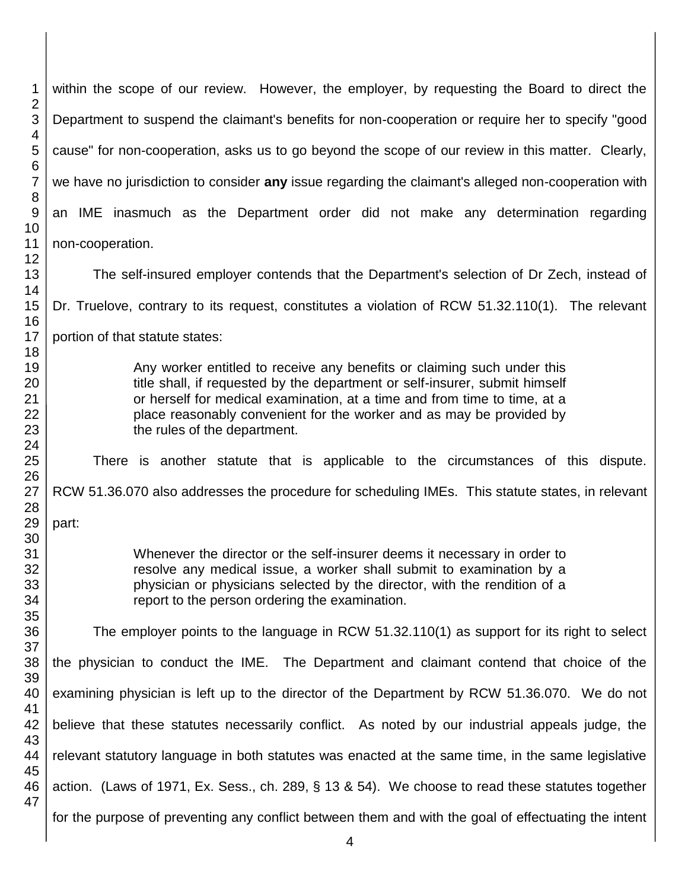within the scope of our review. However, the employer, by requesting the Board to direct the Department to suspend the claimant's benefits for non-cooperation or require her to specify "good cause" for non-cooperation, asks us to go beyond the scope of our review in this matter. Clearly, we have no jurisdiction to consider **any** issue regarding the claimant's alleged non-cooperation with an IME inasmuch as the Department order did not make any determination regarding non-cooperation.

The self-insured employer contends that the Department's selection of Dr Zech, instead of Dr. Truelove, contrary to its request, constitutes a violation of RCW 51.32.110(1). The relevant portion of that statute states:

> Any worker entitled to receive any benefits or claiming such under this title shall, if requested by the department or self-insurer, submit himself or herself for medical examination, at a time and from time to time, at a place reasonably convenient for the worker and as may be provided by the rules of the department.

There is another statute that is applicable to the circumstances of this dispute. RCW 51.36.070 also addresses the procedure for scheduling IMEs. This statute states, in relevant part:

> Whenever the director or the self-insurer deems it necessary in order to resolve any medical issue, a worker shall submit to examination by a physician or physicians selected by the director, with the rendition of a report to the person ordering the examination.

The employer points to the language in RCW 51.32.110(1) as support for its right to select the physician to conduct the IME. The Department and claimant contend that choice of the examining physician is left up to the director of the Department by RCW 51.36.070. We do not believe that these statutes necessarily conflict. As noted by our industrial appeals judge, the relevant statutory language in both statutes was enacted at the same time, in the same legislative action. (Laws of 1971, Ex. Sess., ch. 289, § 13 & 54). We choose to read these statutes together for the purpose of preventing any conflict between them and with the goal of effectuating the intent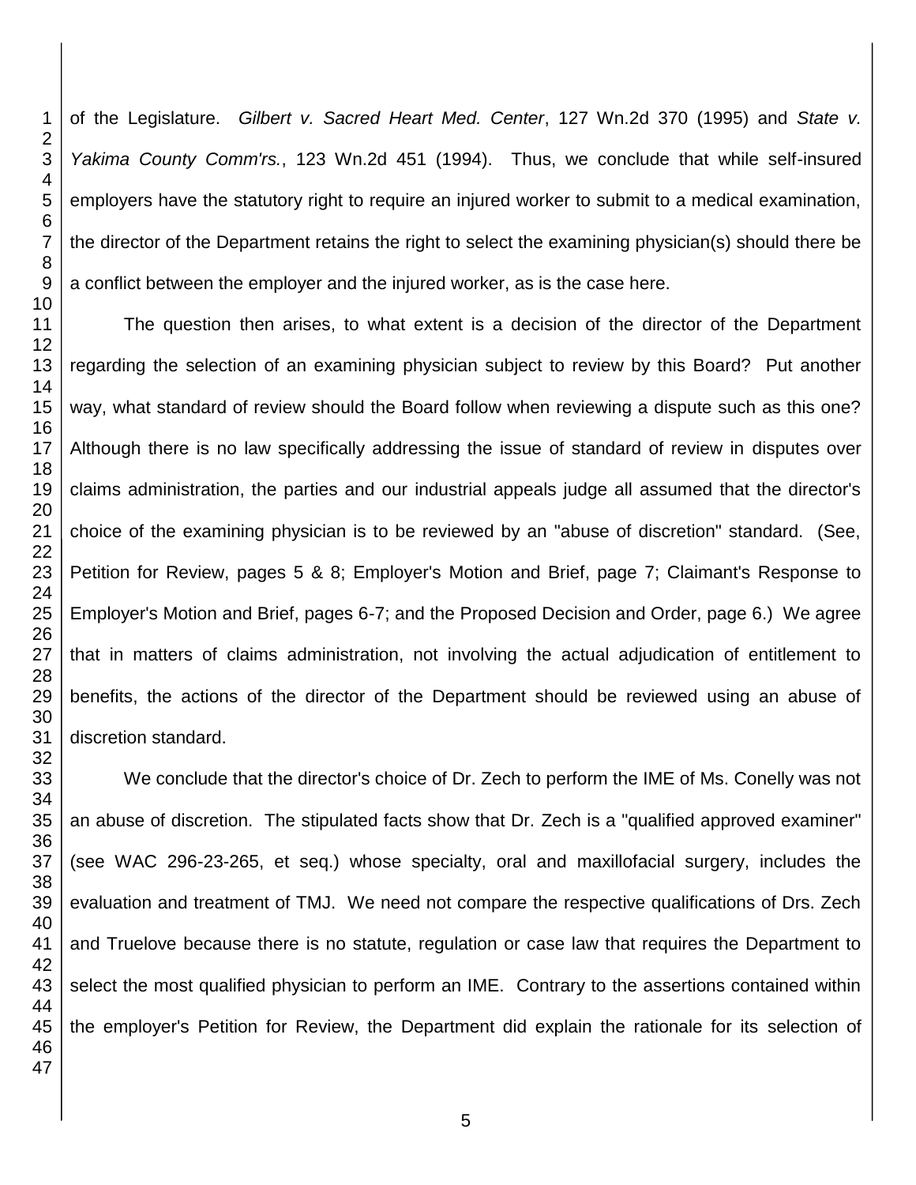of the Legislature. *Gilbert v. Sacred Heart Med. Center*, 127 Wn.2d 370 (1995) and *State v. Yakima County Comm'rs.*, 123 Wn.2d 451 (1994). Thus, we conclude that while self-insured employers have the statutory right to require an injured worker to submit to a medical examination, the director of the Department retains the right to select the examining physician(s) should there be a conflict between the employer and the injured worker, as is the case here.

The question then arises, to what extent is a decision of the director of the Department regarding the selection of an examining physician subject to review by this Board? Put another way, what standard of review should the Board follow when reviewing a dispute such as this one? Although there is no law specifically addressing the issue of standard of review in disputes over claims administration, the parties and our industrial appeals judge all assumed that the director's choice of the examining physician is to be reviewed by an "abuse of discretion" standard. (See, Petition for Review, pages 5 & 8; Employer's Motion and Brief, page 7; Claimant's Response to Employer's Motion and Brief, pages 6-7; and the Proposed Decision and Order, page 6.) We agree that in matters of claims administration, not involving the actual adjudication of entitlement to benefits, the actions of the director of the Department should be reviewed using an abuse of discretion standard.

We conclude that the director's choice of Dr. Zech to perform the IME of Ms. Conelly was not an abuse of discretion. The stipulated facts show that Dr. Zech is a "qualified approved examiner" (see WAC 296-23-265, et seq.) whose specialty, oral and maxillofacial surgery, includes the evaluation and treatment of TMJ. We need not compare the respective qualifications of Drs. Zech and Truelove because there is no statute, regulation or case law that requires the Department to select the most qualified physician to perform an IME. Contrary to the assertions contained within the employer's Petition for Review, the Department did explain the rationale for its selection of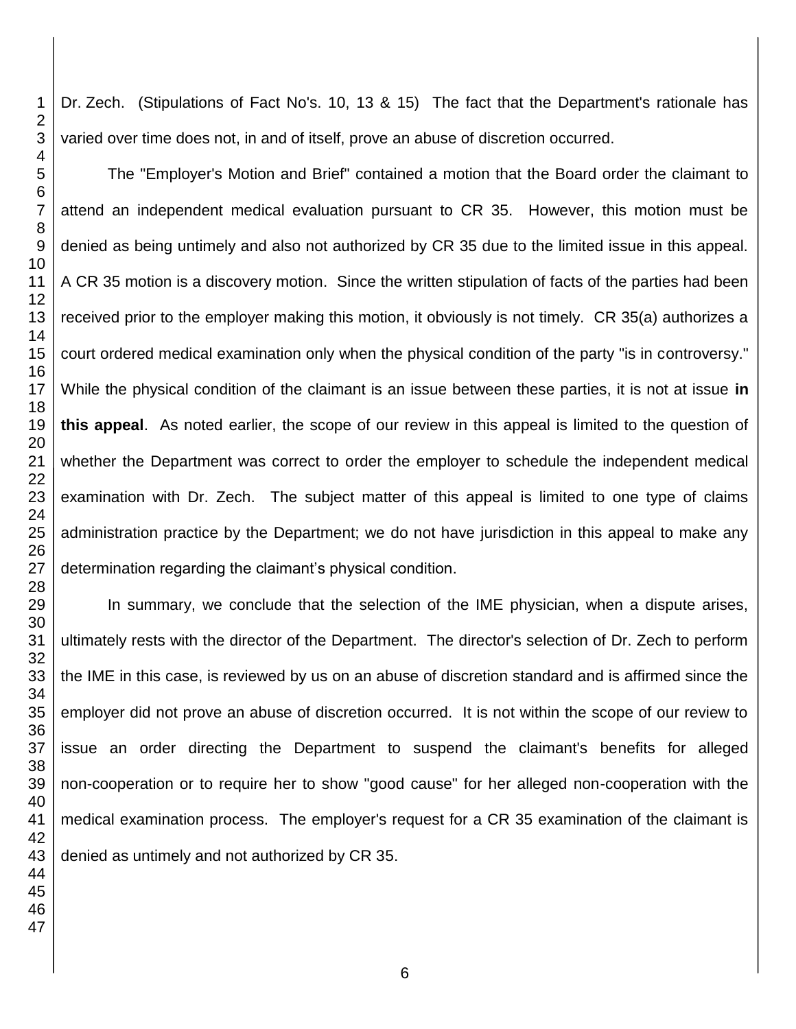Dr. Zech. (Stipulations of Fact No's. 10, 13 & 15) The fact that the Department's rationale has varied over time does not, in and of itself, prove an abuse of discretion occurred.

The "Employer's Motion and Brief" contained a motion that the Board order the claimant to attend an independent medical evaluation pursuant to CR 35. However, this motion must be denied as being untimely and also not authorized by CR 35 due to the limited issue in this appeal. A CR 35 motion is a discovery motion. Since the written stipulation of facts of the parties had been received prior to the employer making this motion, it obviously is not timely. CR 35(a) authorizes a court ordered medical examination only when the physical condition of the party "is in controversy." While the physical condition of the claimant is an issue between these parties, it is not at issue **in this appeal**. As noted earlier, the scope of our review in this appeal is limited to the question of whether the Department was correct to order the employer to schedule the independent medical examination with Dr. Zech. The subject matter of this appeal is limited to one type of claims administration practice by the Department; we do not have jurisdiction in this appeal to make any determination regarding the claimant's physical condition.

In summary, we conclude that the selection of the IME physician, when a dispute arises, ultimately rests with the director of the Department. The director's selection of Dr. Zech to perform the IME in this case, is reviewed by us on an abuse of discretion standard and is affirmed since the employer did not prove an abuse of discretion occurred. It is not within the scope of our review to issue an order directing the Department to suspend the claimant's benefits for alleged non-cooperation or to require her to show "good cause" for her alleged non-cooperation with the medical examination process. The employer's request for a CR 35 examination of the claimant is denied as untimely and not authorized by CR 35.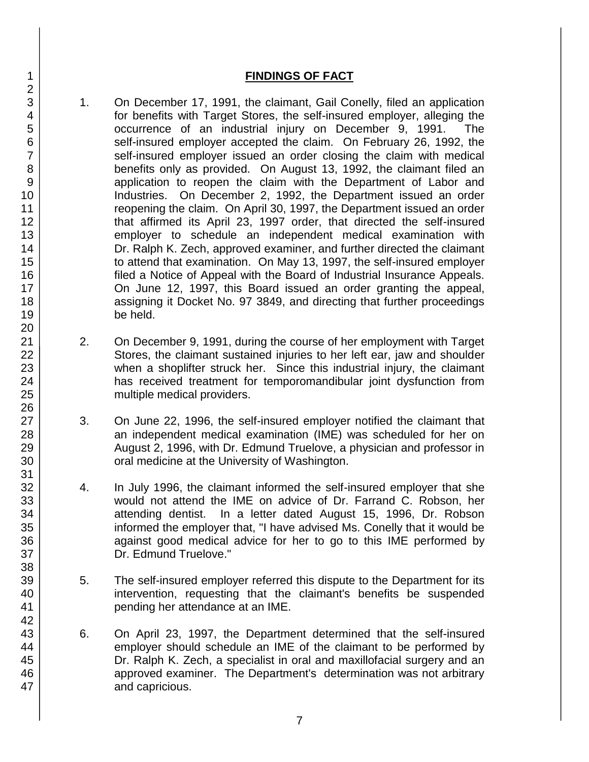## FINDINGS OF FACT

1. On December 17, 1991, the claimant, Gail Conelly, filed an application for benefits with Target Stores, the self-insured employer, alleging the occurrence of an industrial injury on December 9, 1991. The self-insured employer accepted the claim. On February 26, 1992, the self-insured employer issued an order closing the claim with medical benefits only as provided. On August 13, 1992, the claimant filed an application to reopen the claim with the Department of Labor and Industries. On December 2, 1992, the Department issued an order reopening the claim. On April 30, 1997, the Department issued an order that affirmed its April 23, 1997 order, that directed the self-insured employer to schedule an independent medical examination with Dr. Ralph K. Zech, approved examiner, and further directed the claimant to attend that examination. On May 13, 1997, the self-insured employer filed a Notice of Appeal with the Board of Industrial Insurance Appeals. On June 12, 1997, this Board issued an order granting the appeal, assigning it Docket No. 97 3849, and directing that further proceedings be held.

2. On December 9, 1991, during the course of her employment with Target Stores, the claimant sustained injuries to her left ear, jaw and shoulder when a shoplifter struck her. Since this industrial injury, the claimant has received treatment for temporomandibular joint dysfunction from multiple medical providers.

3. On June 22, 1996, the self-insured employer notified the claimant that an independent medical examination (IME) was scheduled for her on August 2, 1996, with Dr. Edmund Truelove, a physician and professor in oral medicine at the University of Washington.

4. In July 1996, the claimant informed the self-insured employer that she would not attend the IME on advice of Dr. Farrand C. Robson, her attending dentist. In a letter dated August 15, 1996, Dr. Robson informed the employer that, "I have advised Ms. Conelly that it would be against good medical advice for her to go to this IME performed by Dr. Edmund Truelove."

5. The self-insured employer referred this dispute to the Department for its intervention, requesting that the claimant's benefits be suspended pending her attendance at an IME.

6. On April 23, 1997, the Department determined that the self-insured employer should schedule an IME of the claimant to be performed by Dr. Ralph K. Zech, a specialist in oral and maxillofacial surgery and an approved examiner. The Department's determination was not arbitrary and capricious.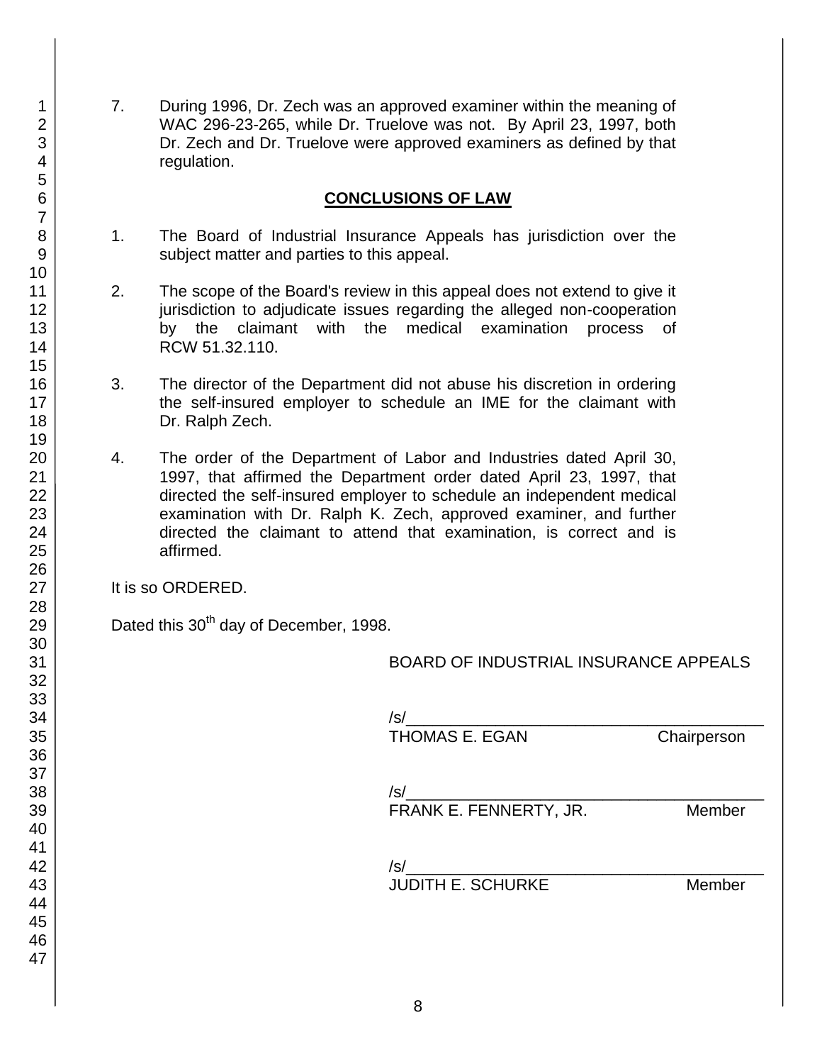7. During 1996, Dr. Zech was an approved examiner within the meaning of WAC 296-23-265, while Dr. Truelove was not. By April 23, 1997, both Dr. Zech and Dr. Truelove were approved examiners as defined by that regulation.

## CONCLUSIONS OF LAW

1. The Board of Industrial Insurance Appeals has jurisdiction over the subject matter and parties to this appeal.

2. The scope of the Board's review in this appeal does not extend to give it jurisdiction to adjudicate issues regarding the alleged non-cooperation by the claimant with the medical examination process of RCW 51.32.110.

3. The director of the Department did not abuse his discretion in ordering the self-insured employer to schedule an IME for the claimant with Dr. Ralph Zech.

4. The order of the Department of Labor and Industries dated April 30, 1997, that affirmed the Department order dated April 23, 1997, that directed the self-insured employer to schedule an independent medical examination with Dr. Ralph K. Zech, approved examiner, and further directed the claimant to attend that examination, is correct and is affirmed.

It is so ORDERED.

Dated this 30th day of December, 1998.

BOARD OF INDUSTRIAL INSURANCE APPEALS

/s/\_\_\_\_\_\_\_\_\_\_\_\_\_\_\_\_\_\_\_\_\_\_\_\_\_\_\_\_\_\_\_\_\_\_\_\_
THOMAS E. EGAN Chairperson

/s/\_\_\_\_\_\_\_\_\_\_\_\_\_\_\_\_\_\_\_\_\_\_\_\_\_\_\_\_\_\_\_\_\_\_\_\_
FRANK E. FENNERTY, JR. Member

/s/\_\_\_\_\_\_\_\_\_\_\_\_\_\_\_\_\_\_\_\_\_\_\_\_\_\_\_\_\_\_\_\_\_\_\_\_
JUDITH E. SCHURKE Member